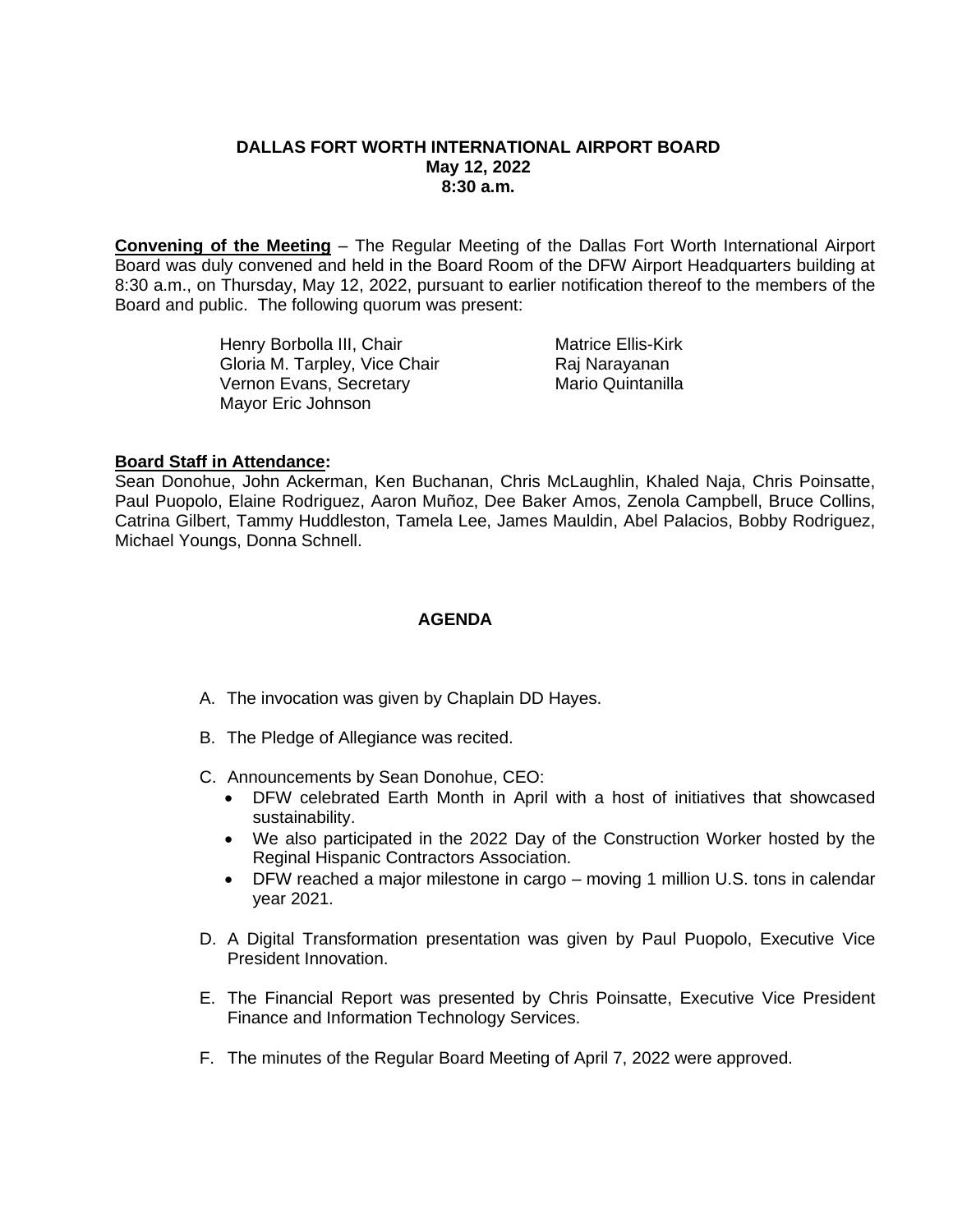**DALLAS FORT WORTH INTERNATIONAL AIRPORT BOARD**
**May 12, 2022**
**8:30 a.m.**

**Convening of the Meeting** – The Regular Meeting of the Dallas Fort Worth International Airport Board was duly convened and held in the Board Room of the DFW Airport Headquarters building at 8:30 a.m., on Thursday, May 12, 2022, pursuant to earlier notification thereof to the members of the Board and public. The following quorum was present:

Henry Borbolla III, Chair
Gloria M. Tarpley, Vice Chair
Vernon Evans, Secretary
Mayor Eric Johnson
Matrice Ellis-Kirk
Raj Narayanan
Mario Quintanilla

**Board Staff in Attendance:**
Sean Donohue, John Ackerman, Ken Buchanan, Chris McLaughlin, Khaled Naja, Chris Poinsatte, Paul Puopolo, Elaine Rodriguez, Aaron Muñoz, Dee Baker Amos, Zenola Campbell, Bruce Collins, Catrina Gilbert, Tammy Huddleston, Tamela Lee, James Mauldin, Abel Palacios, Bobby Rodriguez, Michael Youngs, Donna Schnell.

**AGENDA**

A. The invocation was given by Chaplain DD Hayes.

B. The Pledge of Allegiance was recited.

C. Announcements by Sean Donohue, CEO:
   - DFW celebrated Earth Month in April with a host of initiatives that showcased sustainability.
   - We also participated in the 2022 Day of the Construction Worker hosted by the Reginal Hispanic Contractors Association.
   - DFW reached a major milestone in cargo – moving 1 million U.S. tons in calendar year 2021.

D. A Digital Transformation presentation was given by Paul Puopolo, Executive Vice President Innovation.

E. The Financial Report was presented by Chris Poinsatte, Executive Vice President Finance and Information Technology Services.

F. The minutes of the Regular Board Meeting of April 7, 2022 were approved.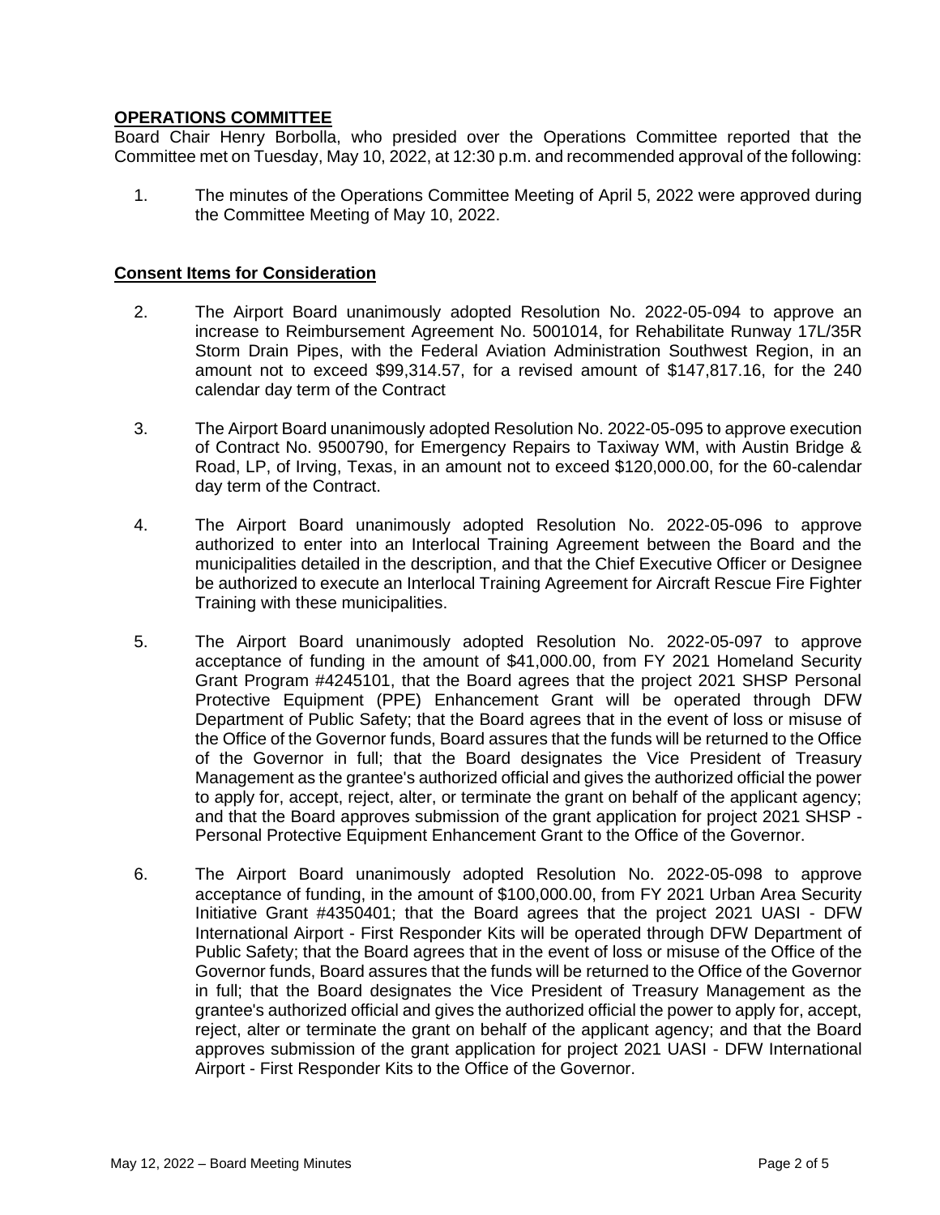**OPERATIONS COMMITTEE**

Board Chair Henry Borbolla, who presided over the Operations Committee reported that the Committee met on Tuesday, May 10, 2022, at 12:30 p.m. and recommended approval of the following:

1. The minutes of the Operations Committee Meeting of April 5, 2022 were approved during the Committee Meeting of May 10, 2022.

**Consent Items for Consideration**

2. The Airport Board unanimously adopted Resolution No. 2022-05-094 to approve an increase to Reimbursement Agreement No. 5001014, for Rehabilitate Runway 17L/35R Storm Drain Pipes, with the Federal Aviation Administration Southwest Region, in an amount not to exceed $99,314.57, for a revised amount of $147,817.16, for the 240 calendar day term of the Contract

3. The Airport Board unanimously adopted Resolution No. 2022-05-095 to approve execution of Contract No. 9500790, for Emergency Repairs to Taxiway WM, with Austin Bridge & Road, LP, of Irving, Texas, in an amount not to exceed $120,000.00, for the 60-calendar day term of the Contract.

4. The Airport Board unanimously adopted Resolution No. 2022-05-096 to approve authorized to enter into an Interlocal Training Agreement between the Board and the municipalities detailed in the description, and that the Chief Executive Officer or Designee be authorized to execute an Interlocal Training Agreement for Aircraft Rescue Fire Fighter Training with these municipalities.

5. The Airport Board unanimously adopted Resolution No. 2022-05-097 to approve acceptance of funding in the amount of $41,000.00, from FY 2021 Homeland Security Grant Program #4245101, that the Board agrees that the project 2021 SHSP Personal Protective Equipment (PPE) Enhancement Grant will be operated through DFW Department of Public Safety; that the Board agrees that in the event of loss or misuse of the Office of the Governor funds, Board assures that the funds will be returned to the Office of the Governor in full; that the Board designates the Vice President of Treasury Management as the grantee's authorized official and gives the authorized official the power to apply for, accept, reject, alter, or terminate the grant on behalf of the applicant agency; and that the Board approves submission of the grant application for project 2021 SHSP - Personal Protective Equipment Enhancement Grant to the Office of the Governor.

6. The Airport Board unanimously adopted Resolution No. 2022-05-098 to approve acceptance of funding, in the amount of $100,000.00, from FY 2021 Urban Area Security Initiative Grant #4350401; that the Board agrees that the project 2021 UASI - DFW International Airport - First Responder Kits will be operated through DFW Department of Public Safety; that the Board agrees that in the event of loss or misuse of the Office of the Governor funds, Board assures that the funds will be returned to the Office of the Governor in full; that the Board designates the Vice President of Treasury Management as the grantee's authorized official and gives the authorized official the power to apply for, accept, reject, alter or terminate the grant on behalf of the applicant agency; and that the Board approves submission of the grant application for project 2021 UASI - DFW International Airport - First Responder Kits to the Office of the Governor.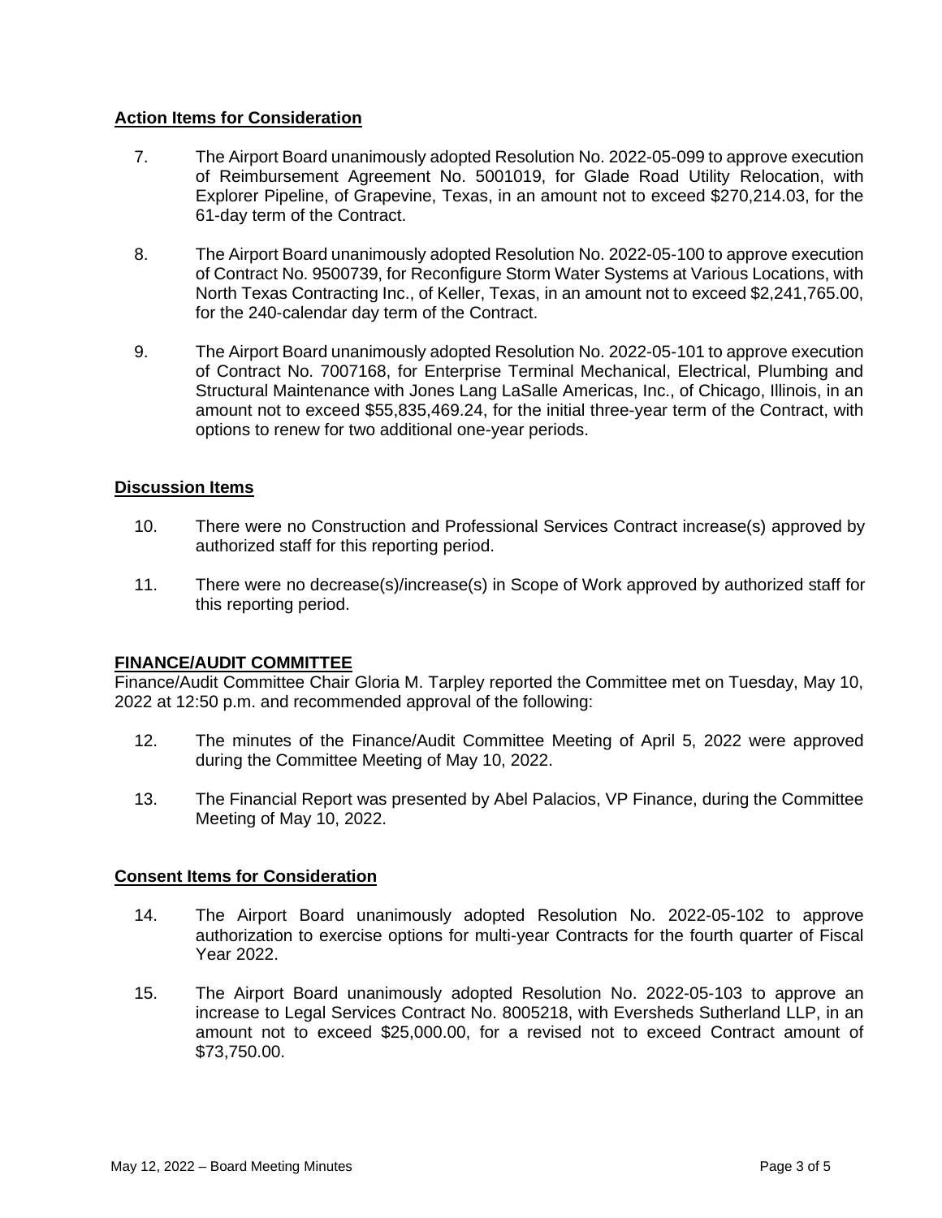**Action Items for Consideration**

7. The Airport Board unanimously adopted Resolution No. 2022-05-099 to approve execution of Reimbursement Agreement No. 5001019, for Glade Road Utility Relocation, with Explorer Pipeline, of Grapevine, Texas, in an amount not to exceed $270,214.03, for the 61-day term of the Contract.

8. The Airport Board unanimously adopted Resolution No. 2022-05-100 to approve execution of Contract No. 9500739, for Reconfigure Storm Water Systems at Various Locations, with North Texas Contracting Inc., of Keller, Texas, in an amount not to exceed $2,241,765.00, for the 240-calendar day term of the Contract.

9. The Airport Board unanimously adopted Resolution No. 2022-05-101 to approve execution of Contract No. 7007168, for Enterprise Terminal Mechanical, Electrical, Plumbing and Structural Maintenance with Jones Lang LaSalle Americas, Inc., of Chicago, Illinois, in an amount not to exceed $55,835,469.24, for the initial three-year term of the Contract, with options to renew for two additional one-year periods.

**Discussion Items**

10. There were no Construction and Professional Services Contract increase(s) approved by authorized staff for this reporting period.

11. There were no decrease(s)/increase(s) in Scope of Work approved by authorized staff for this reporting period.

**FINANCE/AUDIT COMMITTEE**

Finance/Audit Committee Chair Gloria M. Tarpley reported the Committee met on Tuesday, May 10, 2022 at 12:50 p.m. and recommended approval of the following:

12. The minutes of the Finance/Audit Committee Meeting of April 5, 2022 were approved during the Committee Meeting of May 10, 2022.

13. The Financial Report was presented by Abel Palacios, VP Finance, during the Committee Meeting of May 10, 2022.

**Consent Items for Consideration**

14. The Airport Board unanimously adopted Resolution No. 2022-05-102 to approve authorization to exercise options for multi-year Contracts for the fourth quarter of Fiscal Year 2022.

15. The Airport Board unanimously adopted Resolution No. 2022-05-103 to approve an increase to Legal Services Contract No. 8005218, with Eversheds Sutherland LLP, in an amount not to exceed $25,000.00, for a revised not to exceed Contract amount of $73,750.00.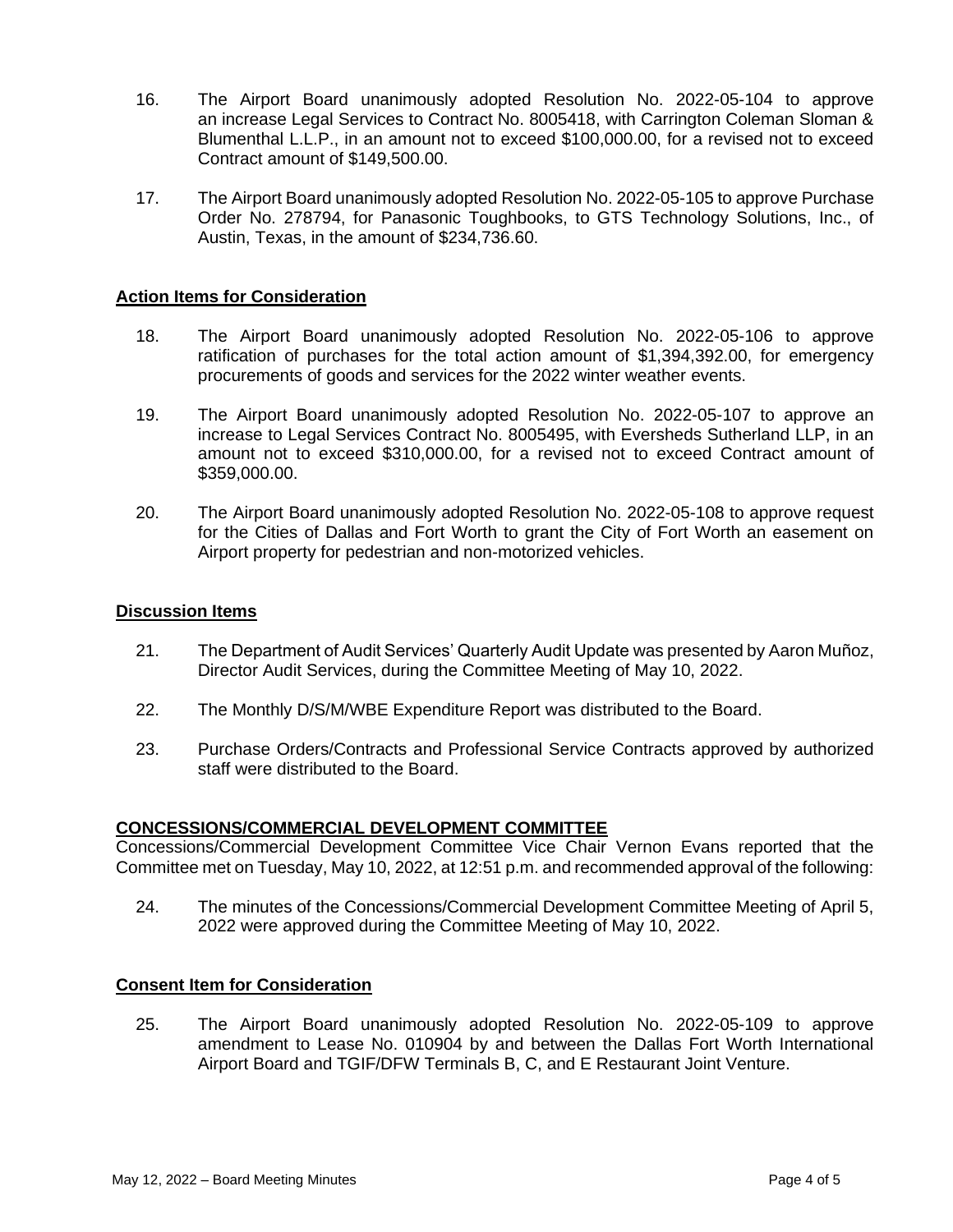16. The Airport Board unanimously adopted Resolution No. 2022-05-104 to approve an increase Legal Services to Contract No. 8005418, with Carrington Coleman Sloman & Blumenthal L.L.P., in an amount not to exceed $100,000.00, for a revised not to exceed Contract amount of $149,500.00.

17. The Airport Board unanimously adopted Resolution No. 2022-05-105 to approve Purchase Order No. 278794, for Panasonic Toughbooks, to GTS Technology Solutions, Inc., of Austin, Texas, in the amount of $234,736.60.

**Action Items for Consideration**

18. The Airport Board unanimously adopted Resolution No. 2022-05-106 to approve ratification of purchases for the total action amount of $1,394,392.00, for emergency procurements of goods and services for the 2022 winter weather events.

19. The Airport Board unanimously adopted Resolution No. 2022-05-107 to approve an increase to Legal Services Contract No. 8005495, with Eversheds Sutherland LLP, in an amount not to exceed $310,000.00, for a revised not to exceed Contract amount of $359,000.00.

20. The Airport Board unanimously adopted Resolution No. 2022-05-108 to approve request for the Cities of Dallas and Fort Worth to grant the City of Fort Worth an easement on Airport property for pedestrian and non-motorized vehicles.

**Discussion Items**

21. The Department of Audit Services' Quarterly Audit Update was presented by Aaron Muñoz, Director Audit Services, during the Committee Meeting of May 10, 2022.

22. The Monthly D/S/M/WBE Expenditure Report was distributed to the Board.

23. Purchase Orders/Contracts and Professional Service Contracts approved by authorized staff were distributed to the Board.

**CONCESSIONS/COMMERCIAL DEVELOPMENT COMMITTEE**

Concessions/Commercial Development Committee Vice Chair Vernon Evans reported that the Committee met on Tuesday, May 10, 2022, at 12:51 p.m. and recommended approval of the following:

24. The minutes of the Concessions/Commercial Development Committee Meeting of April 5, 2022 were approved during the Committee Meeting of May 10, 2022.

**Consent Item for Consideration**

25. The Airport Board unanimously adopted Resolution No. 2022-05-109 to approve amendment to Lease No. 010904 by and between the Dallas Fort Worth International Airport Board and TGIF/DFW Terminals B, C, and E Restaurant Joint Venture.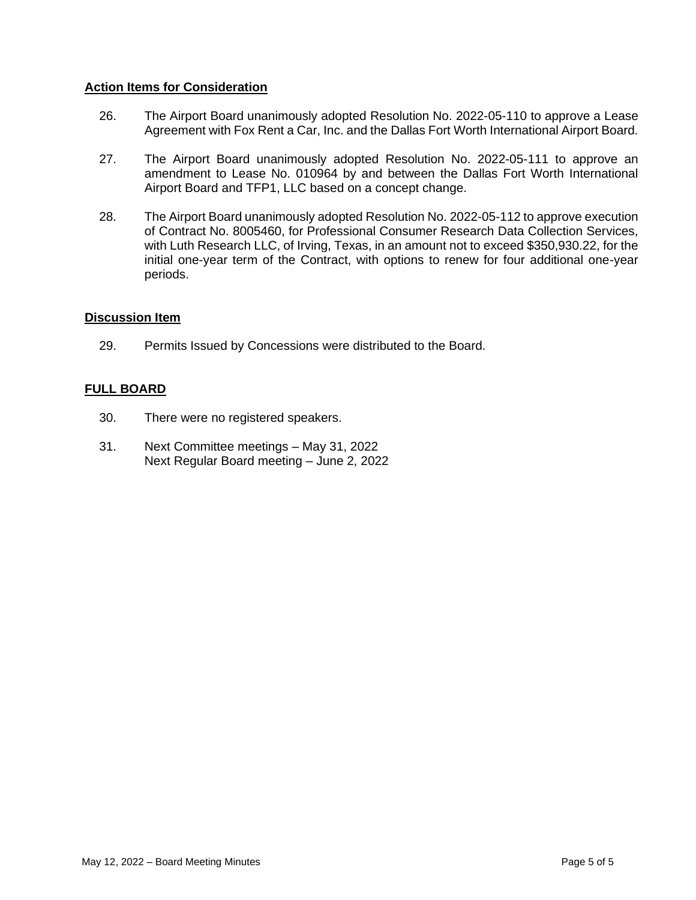**Action Items for Consideration**

26. The Airport Board unanimously adopted Resolution No. 2022-05-110 to approve a Lease Agreement with Fox Rent a Car, Inc. and the Dallas Fort Worth International Airport Board.

27. The Airport Board unanimously adopted Resolution No. 2022-05-111 to approve an amendment to Lease No. 010964 by and between the Dallas Fort Worth International Airport Board and TFP1, LLC based on a concept change.

28. The Airport Board unanimously adopted Resolution No. 2022-05-112 to approve execution of Contract No. 8005460, for Professional Consumer Research Data Collection Services, with Luth Research LLC, of Irving, Texas, in an amount not to exceed $350,930.22, for the initial one-year term of the Contract, with options to renew for four additional one-year periods.

**Discussion Item**

29. Permits Issued by Concessions were distributed to the Board.

**FULL BOARD**

30. There were no registered speakers.

31. Next Committee meetings – May 31, 2022
    Next Regular Board meeting – June 2, 2022